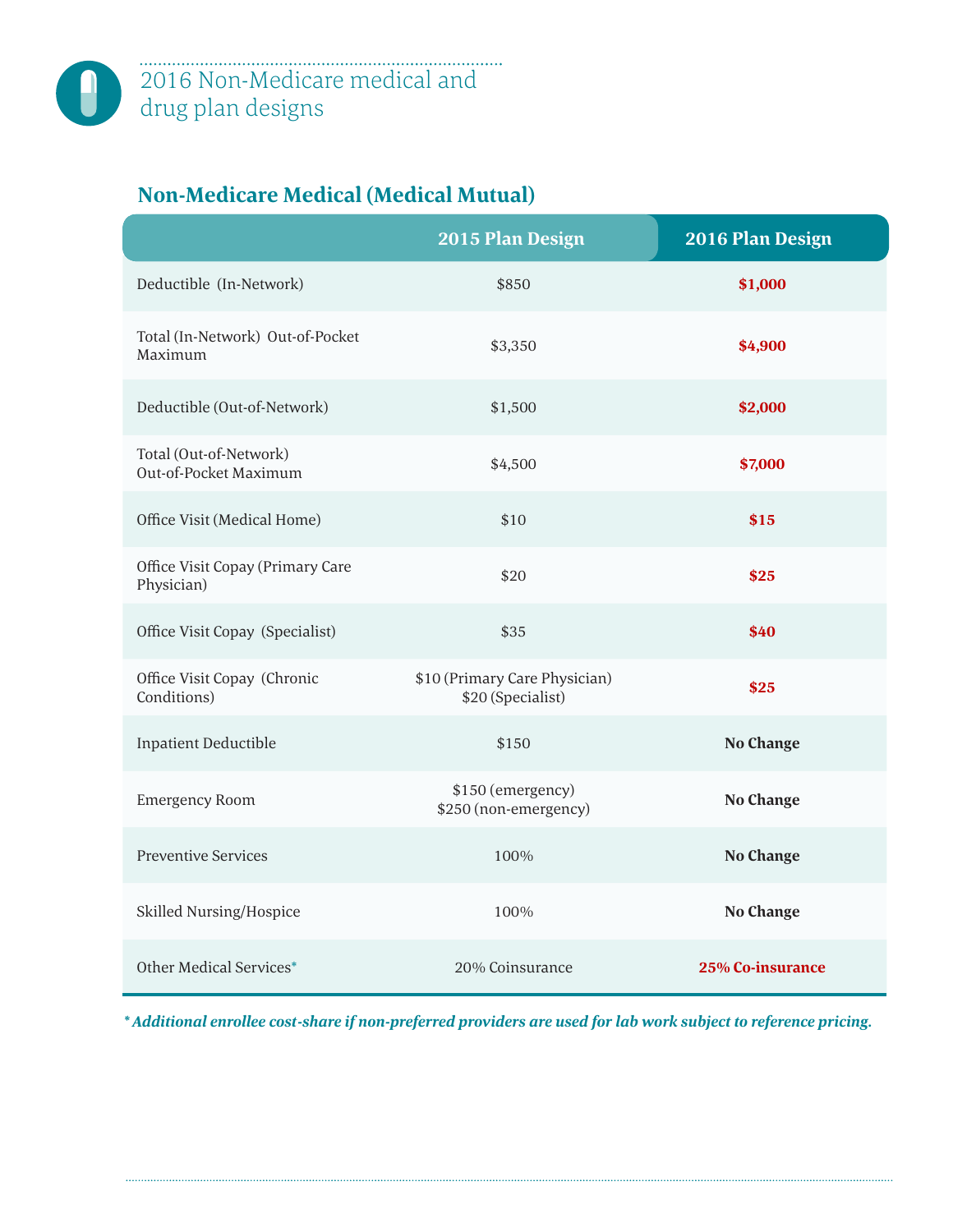# 2016 Non-Medicare medical and drug plan designs

## Non-Medicare Medical (Medical Mutual)

| | 2015 Plan Design | 2016 Plan Design |
|---|---|---|
| Deductible (In-Network) | $850 | **$1,000** |
| Total (In-Network) Out-of-Pocket Maximum | $3,350 | **$4,900** |
| Deductible (Out-of-Network) | $1,500 | **$2,000** |
| Total (Out-of-Network) Out-of-Pocket Maximum | $4,500 | **$7,000** |
| Office Visit (Medical Home) | $10 | **$15** |
| Office Visit Copay (Primary Care Physician) | $20 | **$25** |
| Office Visit Copay (Specialist) | $35 | **$40** |
| Office Visit Copay (Chronic Conditions) | $10 (Primary Care Physician) $20 (Specialist) | **$25** |
| Inpatient Deductible | $150 | **No Change** |
| Emergency Room | $150 (emergency) $250 (non-emergency) | **No Change** |
| Preventive Services | 100% | **No Change** |
| Skilled Nursing/Hospice | 100% | **No Change** |
| Other Medical Services* | 20% Coinsurance | **25% Co-insurance** |

***Additional enrollee cost-share if non-preferred providers are used for lab work subject to reference pricing.***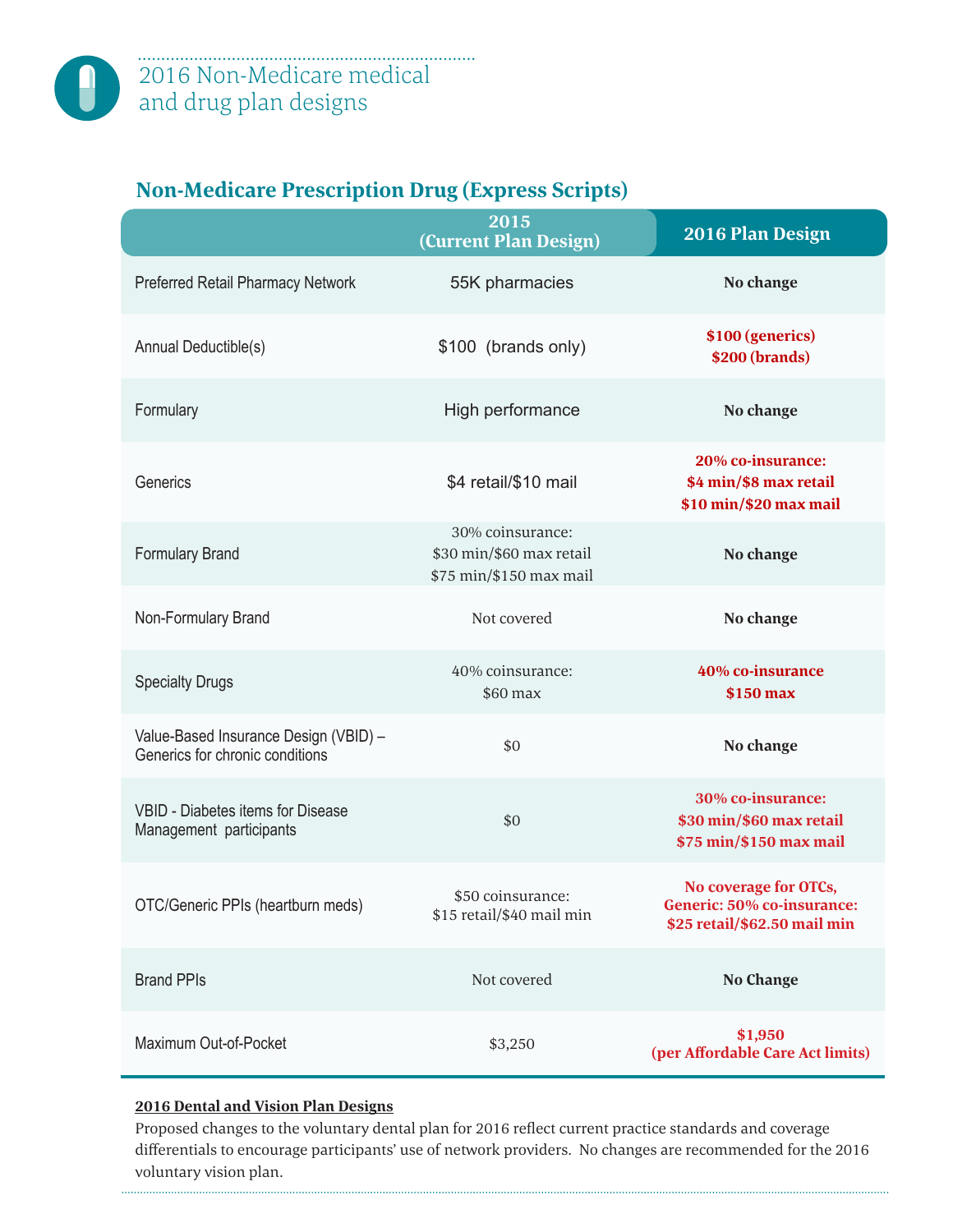# 2016 Non-Medicare medical and drug plan designs

## Non-Medicare Prescription Drug (Express Scripts)

| | 2015 (Current Plan Design) | 2016 Plan Design |
|---|---|---|
| Preferred Retail Pharmacy Network | 55K pharmacies | **No change** |
| Annual Deductible(s) | $100 (brands only) | **$100 (generics) $200 (brands)** |
| Formulary | High performance | **No change** |
| Generics | $4 retail/$10 mail | **20% co-insurance: $4 min/$8 max retail $10 min/$20 max mail** |
| Formulary Brand | 30% coinsurance: $30 min/$60 max retail $75 min/$150 max mail | **No change** |
| Non-Formulary Brand | Not covered | **No change** |
| Specialty Drugs | 40% coinsurance: $60 max | **40% co-insurance $150 max** |
| Value-Based Insurance Design (VBID) – Generics for chronic conditions | $0 | **No change** |
| VBID - Diabetes items for Disease Management participants | $0 | **30% co-insurance: $30 min/$60 max retail $75 min/$150 max mail** |
| OTC/Generic PPIs (heartburn meds) | $50 coinsurance: $15 retail/$40 mail min | **No coverage for OTCs, Generic: 50% co-insurance: $25 retail/$62.50 mail min** |
| Brand PPIs | Not covered | **No Change** |
| Maximum Out-of-Pocket | $3,250 | **$1,950 (per Affordable Care Act limits)** |

**2016 Dental and Vision Plan Designs**

Proposed changes to the voluntary dental plan for 2016 reflect current practice standards and coverage differentials to encourage participants' use of network providers. No changes are recommended for the 2016 voluntary vision plan.